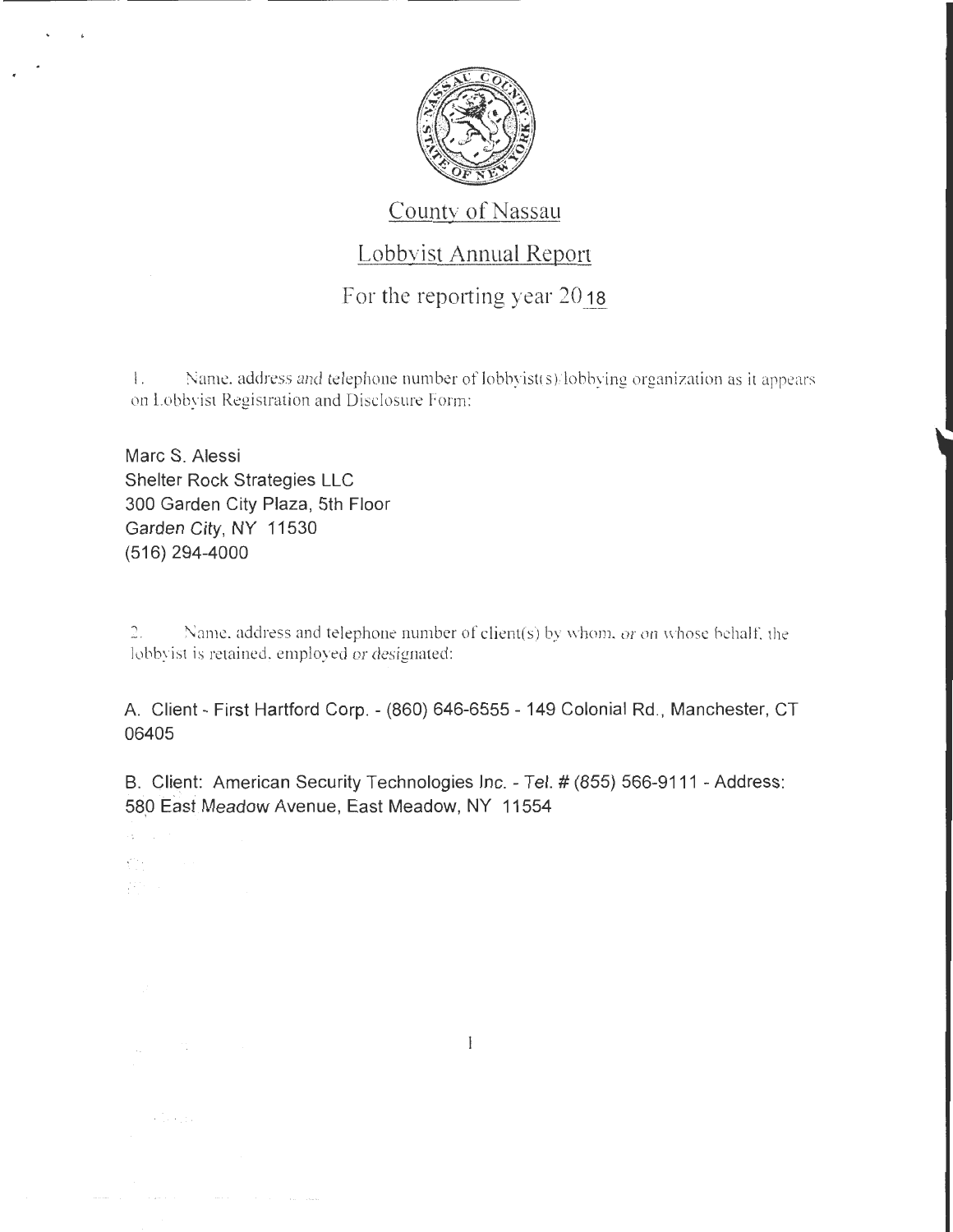# County of Nassau

## Lobbyist Annual Report

### For the reporting year 2018

1. Name, address and telephone number of lobbyist(s)/lobbying organization as it appears on Lobbyist Registration and Disclosure Form:

Marc S. Alessi
Shelter Rock Strategies LLC
300 Garden City Plaza, 5th Floor
Garden City, NY 11530
(516) 294-4000

2. Name, address and telephone number of client(s) by whom, or on whose behalf, the lobbyist is retained, employed or designated:

A. Client - First Hartford Corp. - (860) 646-6555 - 149 Colonial Rd., Manchester, CT 06405

B. Client: American Security Technologies Inc. - Tel. # (855) 566-9111 - Address: 580 East Meadow Avenue, East Meadow, NY 11554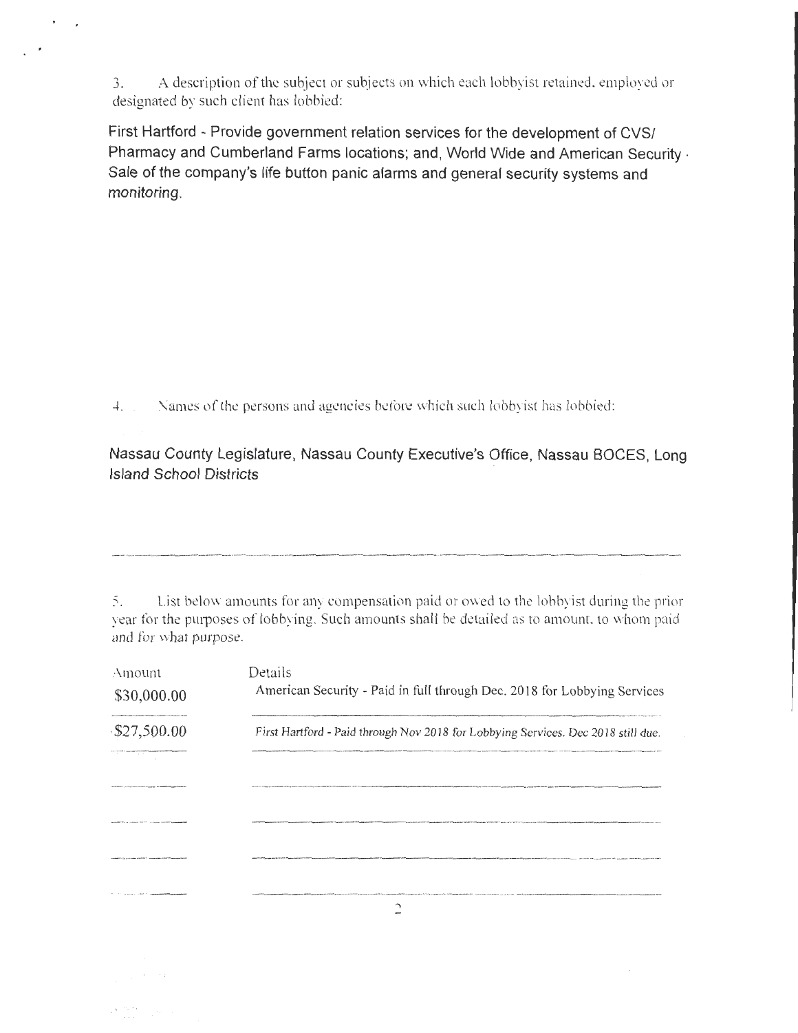3. A description of the subject or subjects on which each lobbyist retained, employed or designated by such client has lobbied:

First Hartford - Provide government relation services for the development of CVS/ Pharmacy and Cumberland Farms locations; and, World Wide and American Security - Sale of the company's life button panic alarms and general security systems and monitoring.

4. Names of the persons and agencies before which such lobbyist has lobbied:

Nassau County Legislature, Nassau County Executive's Office, Nassau BOCES, Long Island School Districts

5. List below amounts for any compensation paid or owed to the lobbyist during the prior year for the purposes of lobbying. Such amounts shall be detailed as to amount, to whom paid and for what purpose.

| Amount | Details |
|---|---|
| $30,000.00 | American Security - Paid in full through Dec. 2018 for Lobbying Services |
| $27,500.00 | First Hartford - Paid through Nov 2018 for Lobbying Services. Dec 2018 still due. |
| | |
| | |
| | |
| | |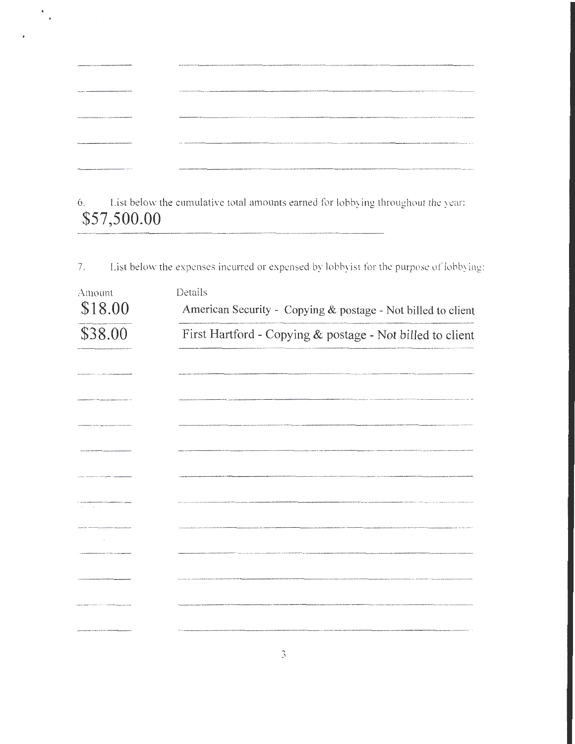6. List below the cumulative total amounts earned for lobbying throughout the year:

$57,500.00

7. List below the expenses incurred or expensed by lobbyist for the purpose of lobbying:

| Amount | Details |
| --- | --- |
| $18.00 | American Security - Copying & postage - Not billed to client |
| $38.00 | First Hartford - Copying & postage - Not billed to client |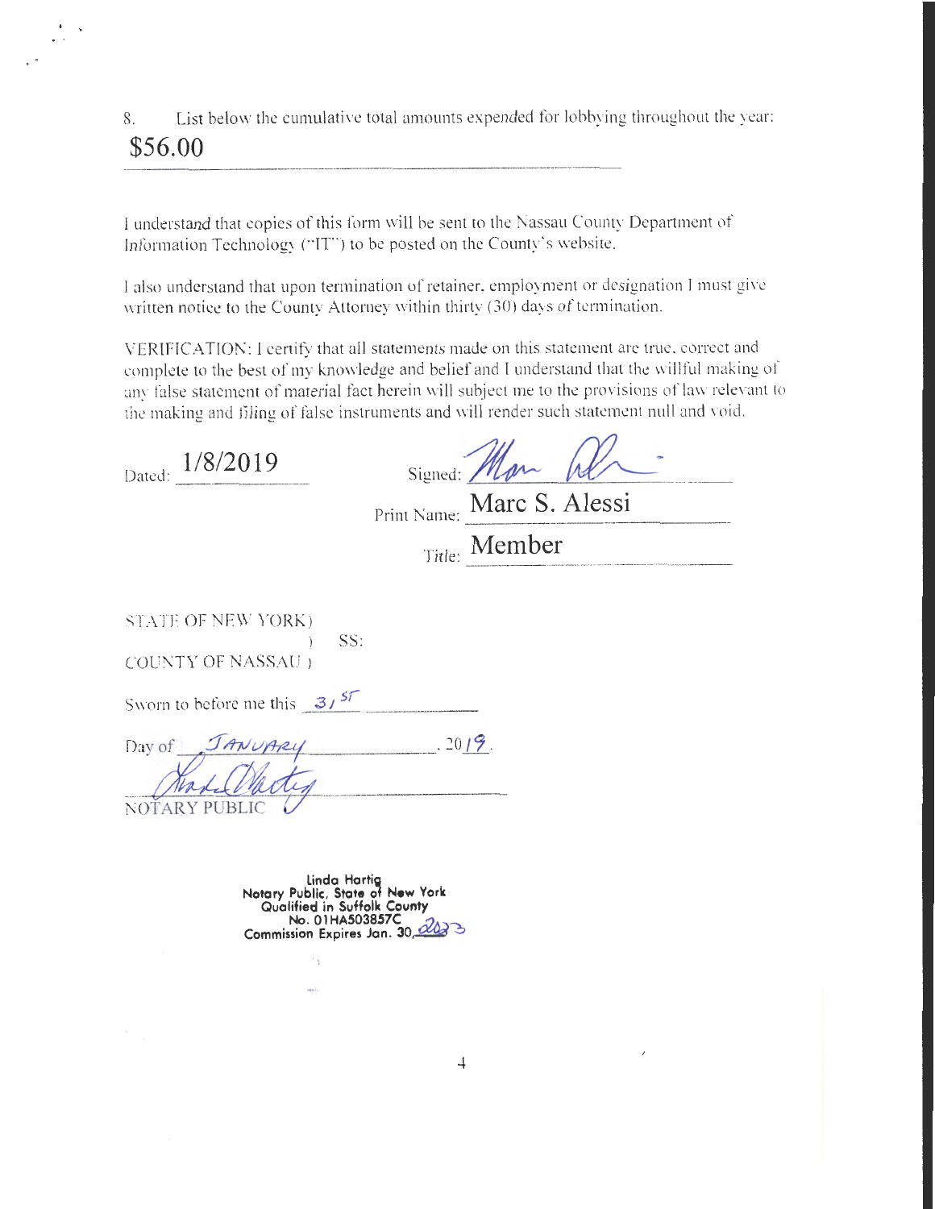8. List below the cumulative total amounts expended for lobbying throughout the year:

$56.00

I understand that copies of this form will be sent to the Nassau County Department of Information Technology ("IT") to be posted on the County's website.

I also understand that upon termination of retainer, employment or designation I must give written notice to the County Attorney within thirty (30) days of termination.

VERIFICATION: I certify that all statements made on this statement are true, correct and complete to the best of my knowledge and belief and I understand that the willful making of any false statement of material fact herein will subject me to the provisions of law relevant to the making and filing of false instruments and will render such statement null and void.

Dated: 1/8/2019

Signed: [signature]

Print Name: Marc S. Alessi

Title: Member

STATE OF NEW YORK)
) SS:
COUNTY OF NASSAU )

Sworn to before me this 31st

Day of JANUARY, 2019.

[signature]
NOTARY PUBLIC

Linda Hartig
Notary Public, State of New York
Qualified in Suffolk County
No. 01HA503857C
Commission Expires Jan. 30, 2023